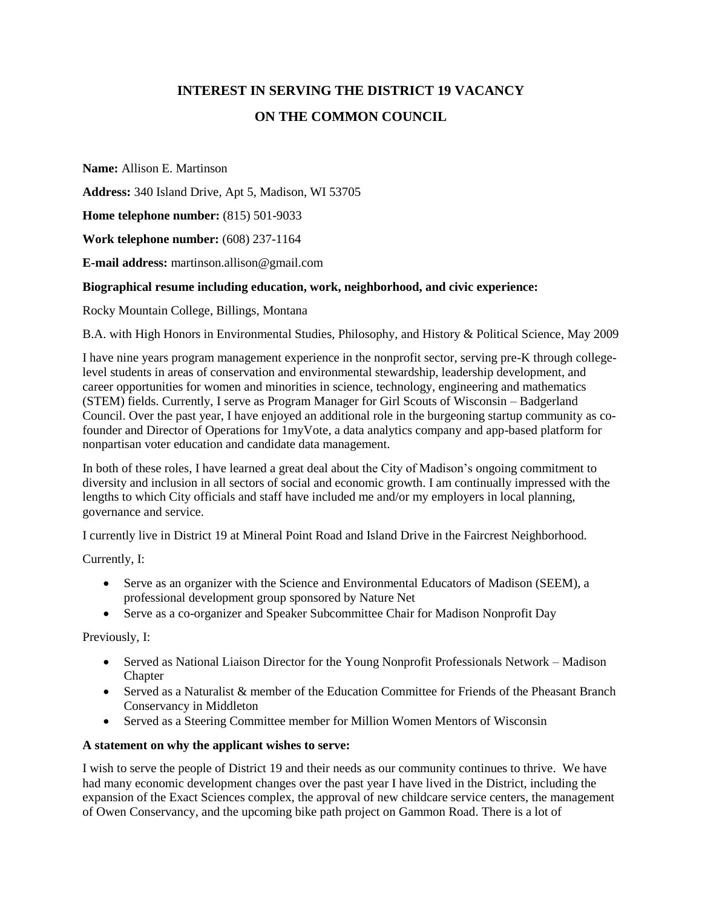# INTEREST IN SERVING THE DISTRICT 19 VACANCY
# ON THE COMMON COUNCIL

**Name:** Allison E. Martinson

**Address:** 340 Island Drive, Apt 5, Madison, WI 53705

**Home telephone number:** (815) 501-9033

**Work telephone number:** (608) 237-1164

**E-mail address:** martinson.allison@gmail.com

**Biographical resume including education, work, neighborhood, and civic experience:**

Rocky Mountain College, Billings, Montana

B.A. with High Honors in Environmental Studies, Philosophy, and History & Political Science, May 2009

I have nine years program management experience in the nonprofit sector, serving pre-K through college-level students in areas of conservation and environmental stewardship, leadership development, and career opportunities for women and minorities in science, technology, engineering and mathematics (STEM) fields. Currently, I serve as Program Manager for Girl Scouts of Wisconsin – Badgerland Council. Over the past year, I have enjoyed an additional role in the burgeoning startup community as co-founder and Director of Operations for 1myVote, a data analytics company and app-based platform for nonpartisan voter education and candidate data management.

In both of these roles, I have learned a great deal about the City of Madison's ongoing commitment to diversity and inclusion in all sectors of social and economic growth. I am continually impressed with the lengths to which City officials and staff have included me and/or my employers in local planning, governance and service.

I currently live in District 19 at Mineral Point Road and Island Drive in the Faircrest Neighborhood.

Currently, I:

- Serve as an organizer with the Science and Environmental Educators of Madison (SEEM), a professional development group sponsored by Nature Net
- Serve as a co-organizer and Speaker Subcommittee Chair for Madison Nonprofit Day

Previously, I:

- Served as National Liaison Director for the Young Nonprofit Professionals Network – Madison Chapter
- Served as a Naturalist & member of the Education Committee for Friends of the Pheasant Branch Conservancy in Middleton
- Served as a Steering Committee member for Million Women Mentors of Wisconsin

**A statement on why the applicant wishes to serve:**

I wish to serve the people of District 19 and their needs as our community continues to thrive. We have had many economic development changes over the past year I have lived in the District, including the expansion of the Exact Sciences complex, the approval of new childcare service centers, the management of Owen Conservancy, and the upcoming bike path project on Gammon Road. There is a lot of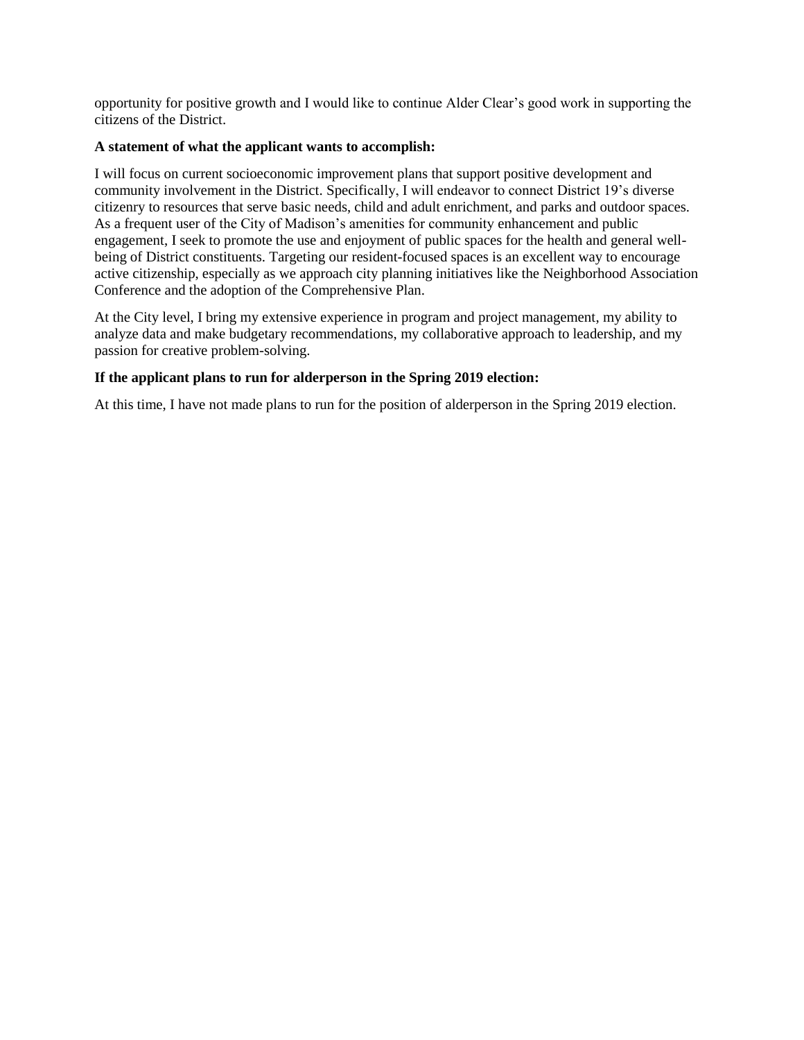opportunity for positive growth and I would like to continue Alder Clear's good work in supporting the citizens of the District.

**A statement of what the applicant wants to accomplish:**

I will focus on current socioeconomic improvement plans that support positive development and community involvement in the District. Specifically, I will endeavor to connect District 19's diverse citizenry to resources that serve basic needs, child and adult enrichment, and parks and outdoor spaces. As a frequent user of the City of Madison's amenities for community enhancement and public engagement, I seek to promote the use and enjoyment of public spaces for the health and general well-being of District constituents. Targeting our resident-focused spaces is an excellent way to encourage active citizenship, especially as we approach city planning initiatives like the Neighborhood Association Conference and the adoption of the Comprehensive Plan.

At the City level, I bring my extensive experience in program and project management, my ability to analyze data and make budgetary recommendations, my collaborative approach to leadership, and my passion for creative problem-solving.

**If the applicant plans to run for alderperson in the Spring 2019 election:**

At this time, I have not made plans to run for the position of alderperson in the Spring 2019 election.